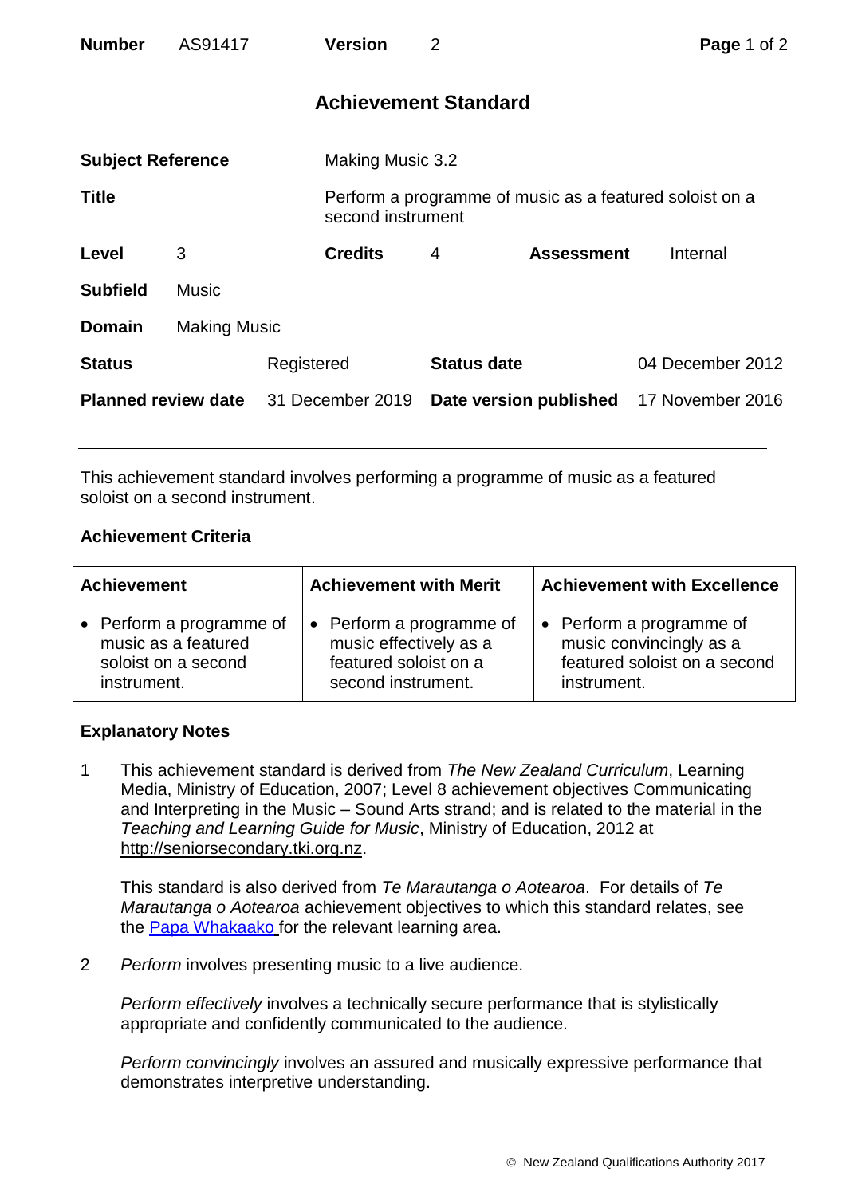| **Number** | AS91417 | **Version** | 2 |
|---|---|---|---|

# Achievement Standard

| | | | |
|---|---|---|---|
| **Subject Reference** | Making Music 3.2 | | |
| **Title** | Perform a programme of music as a featured soloist on a second instrument | | |
| **Level** 3 | **Credits** 4 | **Assessment** | Internal |
| **Subfield** | Music | | |
| **Domain** | Making Music | | |
| **Status** | Registered | **Status date** | 04 December 2012 |
| **Planned review date** | 31 December 2019 | **Date version published** | 17 November 2016 |

This achievement standard involves performing a programme of music as a featured soloist on a second instrument.

## Achievement Criteria

| Achievement | Achievement with Merit | Achievement with Excellence |
|---|---|---|
| • Perform a programme of music as a featured soloist on a second instrument. | • Perform a programme of music effectively as a featured soloist on a second instrument. | • Perform a programme of music convincingly as a featured soloist on a second instrument. |

## Explanatory Notes

1. This achievement standard is derived from *The New Zealand Curriculum*, Learning Media, Ministry of Education, 2007; Level 8 achievement objectives Communicating and Interpreting in the Music – Sound Arts strand; and is related to the material in the *Teaching and Learning Guide for Music*, Ministry of Education, 2012 at http://seniorsecondary.tki.org.nz.

   This standard is also derived from *Te Marautanga o Aotearoa*. For details of *Te Marautanga o Aotearoa* achievement objectives to which this standard relates, see the Papa Whakaako for the relevant learning area.

2. *Perform* involves presenting music to a live audience.

   *Perform effectively* involves a technically secure performance that is stylistically appropriate and confidently communicated to the audience.

   *Perform convincingly* involves an assured and musically expressive performance that demonstrates interpretive understanding.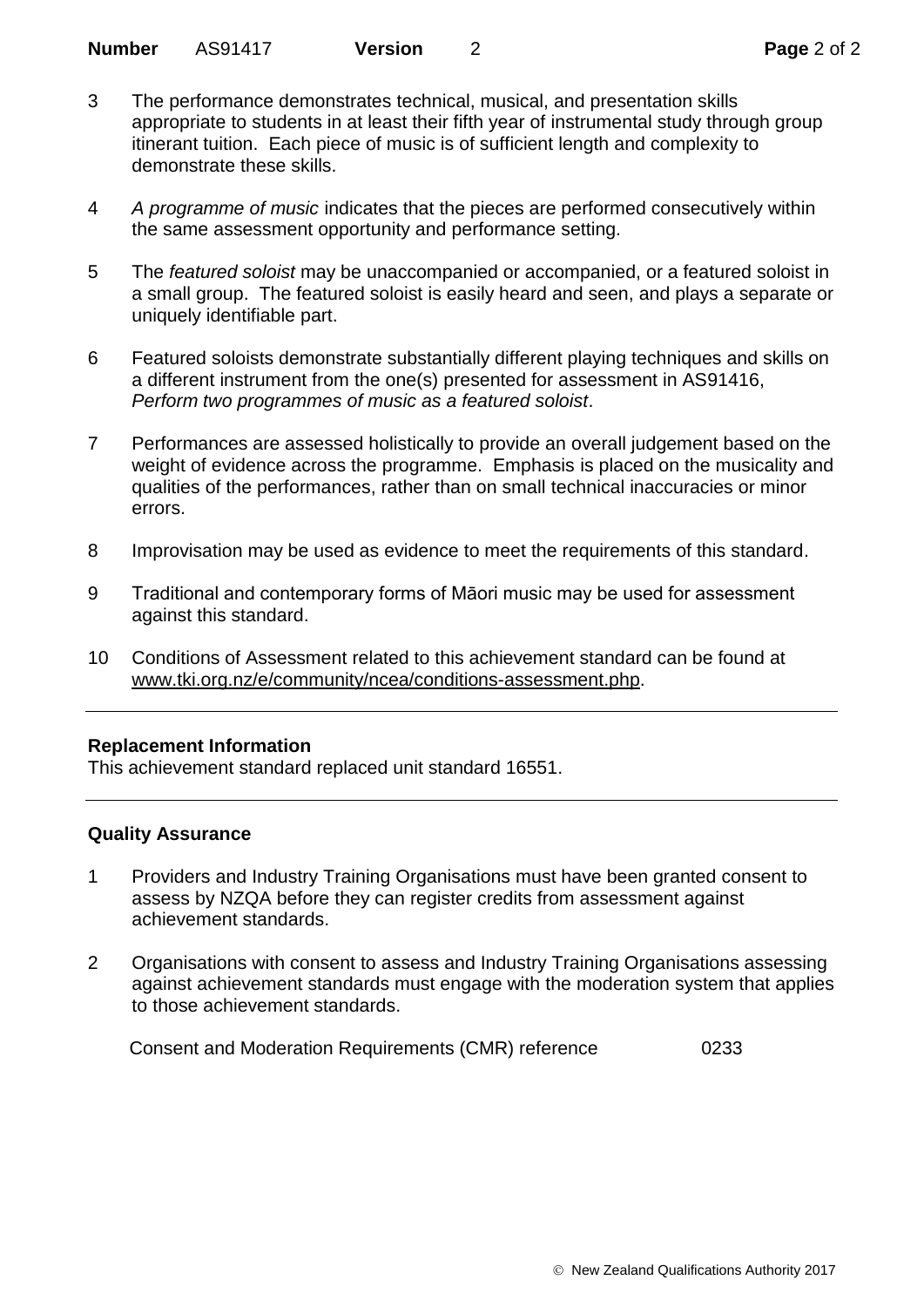3 The performance demonstrates technical, musical, and presentation skills appropriate to students in at least their fifth year of instrumental study through group itinerant tuition. Each piece of music is of sufficient length and complexity to demonstrate these skills.

4 *A programme of music* indicates that the pieces are performed consecutively within the same assessment opportunity and performance setting.

5 The *featured soloist* may be unaccompanied or accompanied, or a featured soloist in a small group. The featured soloist is easily heard and seen, and plays a separate or uniquely identifiable part.

6 Featured soloists demonstrate substantially different playing techniques and skills on a different instrument from the one(s) presented for assessment in AS91416, *Perform two programmes of music as a featured soloist*.

7 Performances are assessed holistically to provide an overall judgement based on the weight of evidence across the programme. Emphasis is placed on the musicality and qualities of the performances, rather than on small technical inaccuracies or minor errors.

8 Improvisation may be used as evidence to meet the requirements of this standard.

9 Traditional and contemporary forms of Māori music may be used for assessment against this standard.

10 Conditions of Assessment related to this achievement standard can be found at www.tki.org.nz/e/community/ncea/conditions-assessment.php.

---

**Replacement Information**

This achievement standard replaced unit standard 16551.

---

**Quality Assurance**

1 Providers and Industry Training Organisations must have been granted consent to assess by NZQA before they can register credits from assessment against achievement standards.

2 Organisations with consent to assess and Industry Training Organisations assessing against achievement standards must engage with the moderation system that applies to those achievement standards.

Consent and Moderation Requirements (CMR) reference 0233

© New Zealand Qualifications Authority 2017